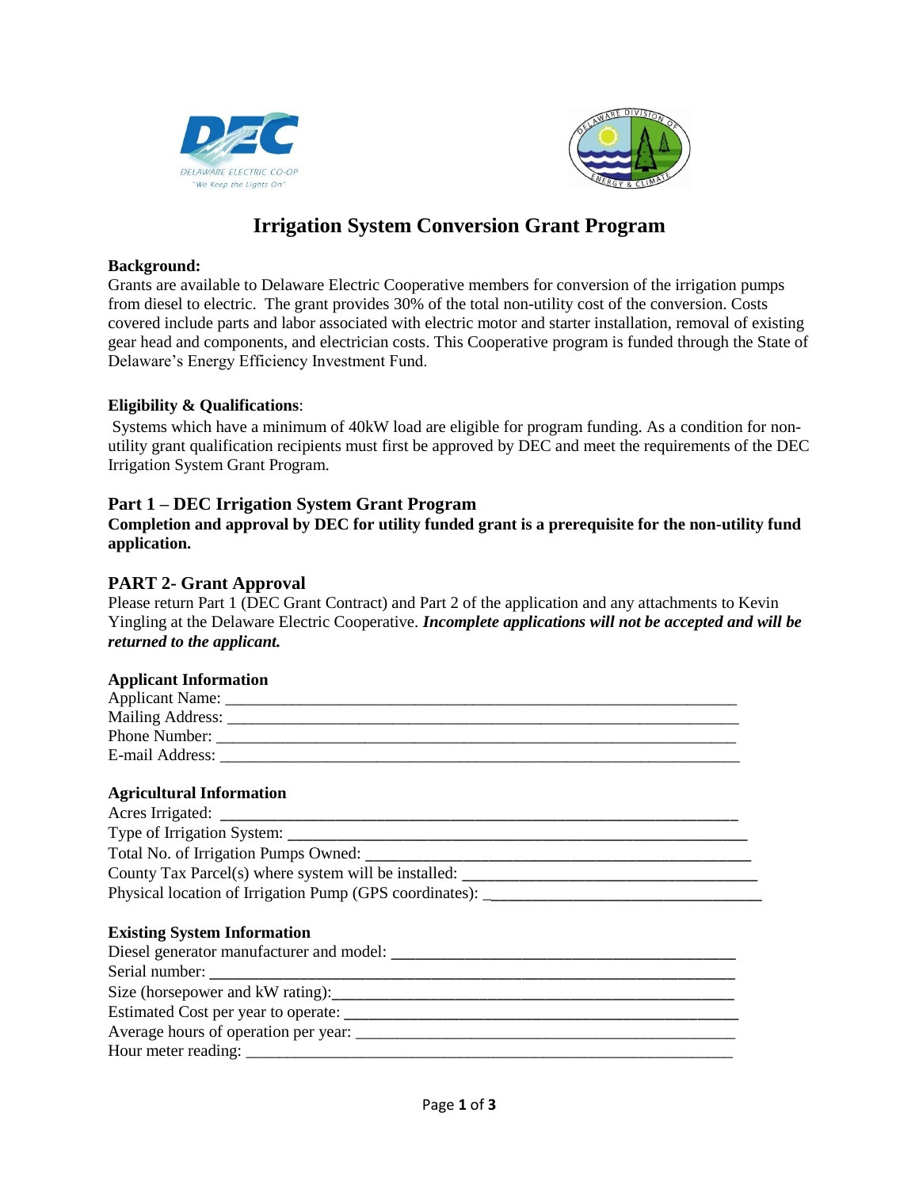# Irrigation System Conversion Grant Program

**Background:**
Grants are available to Delaware Electric Cooperative members for conversion of the irrigation pumps from diesel to electric. The grant provides 30% of the total non-utility cost of the conversion. Costs covered include parts and labor associated with electric motor and starter installation, removal of existing gear head and components, and electrician costs. This Cooperative program is funded through the State of Delaware's Energy Efficiency Investment Fund.

**Eligibility & Qualifications**:
Systems which have a minimum of 40kW load are eligible for program funding. As a condition for non-utility grant qualification recipients must first be approved by DEC and meet the requirements of the DEC Irrigation System Grant Program.

## Part 1 – DEC Irrigation System Grant Program

**Completion and approval by DEC for utility funded grant is a prerequisite for the non-utility fund application.**

## PART 2- Grant Approval

Please return Part 1 (DEC Grant Contract) and Part 2 of the application and any attachments to Kevin Yingling at the Delaware Electric Cooperative. ***Incomplete applications will not be accepted and will be returned to the applicant.***

**Applicant Information**

Applicant Name: ______________________________________________________________
Mailing Address: ______________________________________________________________
Phone Number: ______________________________________________________________
E-mail Address: ______________________________________________________________

**Agricultural Information**

Acres Irrigated: ______________________________________________________________
Type of Irrigation System: ______________________________________________________
Total No. of Irrigation Pumps Owned: _____________________________________________
County Tax Parcel(s) where system will be installed: ________________________________
Physical location of Irrigation Pump (GPS coordinates): _____________________________

**Existing System Information**

Diesel generator manufacturer and model: _________________________________________
Serial number: ______________________________________________________________
Size (horsepower and kW rating):_______________________________________________
Estimated Cost per year to operate: ______________________________________________
Average hours of operation per year: _____________________________________________
Hour meter reading: _________________________________________________________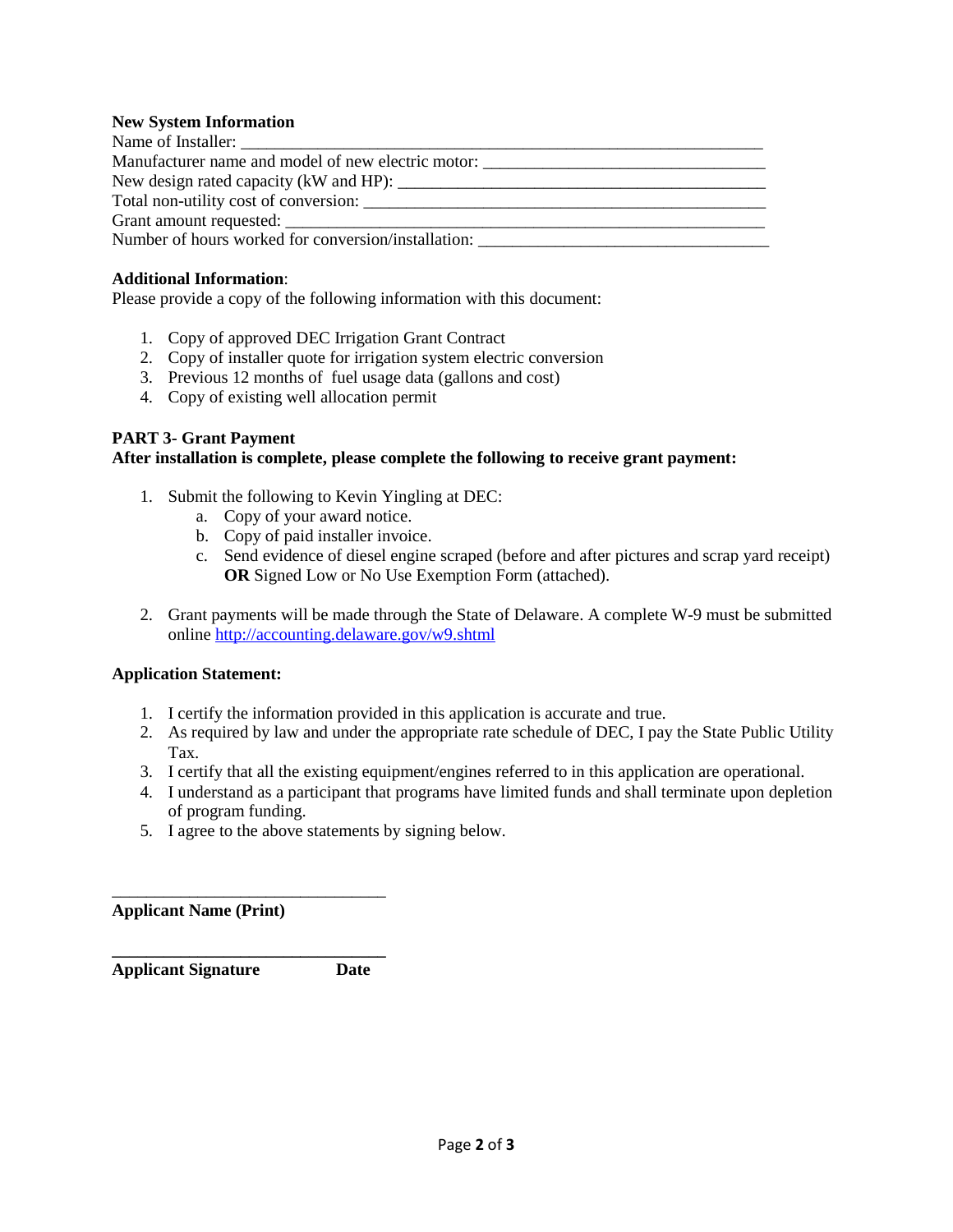**New System Information**

Name of Installer: ____________________________________________________________

Manufacturer name and model of new electric motor: ________________________________

New design rated capacity (kW and HP): ______________________________________________

Total non-utility cost of conversion: ________________________________________________

Grant amount requested: ________________________________________________________

Number of hours worked for conversion/installation: __________________________________

**Additional Information**:

Please provide a copy of the following information with this document:

1. Copy of approved DEC Irrigation Grant Contract
2. Copy of installer quote for irrigation system electric conversion
3. Previous 12 months of fuel usage data (gallons and cost)
4. Copy of existing well allocation permit

**PART 3- Grant Payment**

**After installation is complete, please complete the following to receive grant payment:**

1. Submit the following to Kevin Yingling at DEC:
   a. Copy of your award notice.
   b. Copy of paid installer invoice.
   c. Send evidence of diesel engine scraped (before and after pictures and scrap yard receipt) **OR** Signed Low or No Use Exemption Form (attached).

2. Grant payments will be made through the State of Delaware. A complete W-9 must be submitted online [http://accounting.delaware.gov/w9.shtml](http://accounting.delaware.gov/w9.shtml)

**Application Statement:**

1. I certify the information provided in this application is accurate and true.
2. As required by law and under the appropriate rate schedule of DEC, I pay the State Public Utility Tax.
3. I certify that all the existing equipment/engines referred to in this application are operational.
4. I understand as a participant that programs have limited funds and shall terminate upon depletion of program funding.
5. I agree to the above statements by signing below.

________________________________

**Applicant Name (Print)**

________________________________

**Applicant Signature** **Date**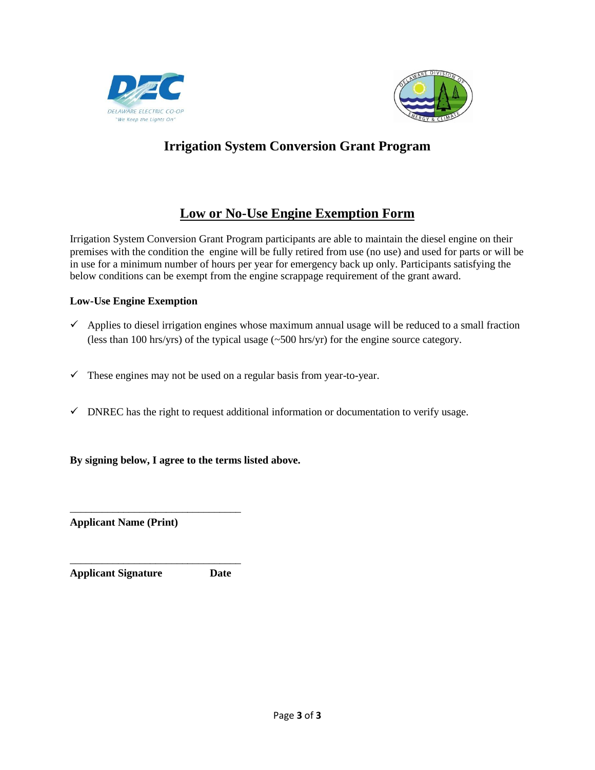# Irrigation System Conversion Grant Program

## Low or No-Use Engine Exemption Form

Irrigation System Conversion Grant Program participants are able to maintain the diesel engine on their premises with the condition the engine will be fully retired from use (no use) and used for parts or will be in use for a minimum number of hours per year for emergency back up only. Participants satisfying the below conditions can be exempt from the engine scrappage requirement of the grant award.

**Low-Use Engine Exemption**

- ✓ Applies to diesel irrigation engines whose maximum annual usage will be reduced to a small fraction (less than 100 hrs/yrs) of the typical usage (~500 hrs/yr) for the engine source category.
- ✓ These engines may not be used on a regular basis from year-to-year.
- ✓ DNREC has the right to request additional information or documentation to verify usage.

**By signing below, I agree to the terms listed above.**

\_\_\_\_\_\_\_\_\_\_\_\_\_\_\_\_\_\_\_\_\_\_\_\_\_\_\_\_\_\_\_\_\_\_
**Applicant Name (Print)**

\_\_\_\_\_\_\_\_\_\_\_\_\_\_\_\_\_\_\_\_\_\_\_\_\_\_\_\_\_\_\_\_\_\_
**Applicant Signature Date**